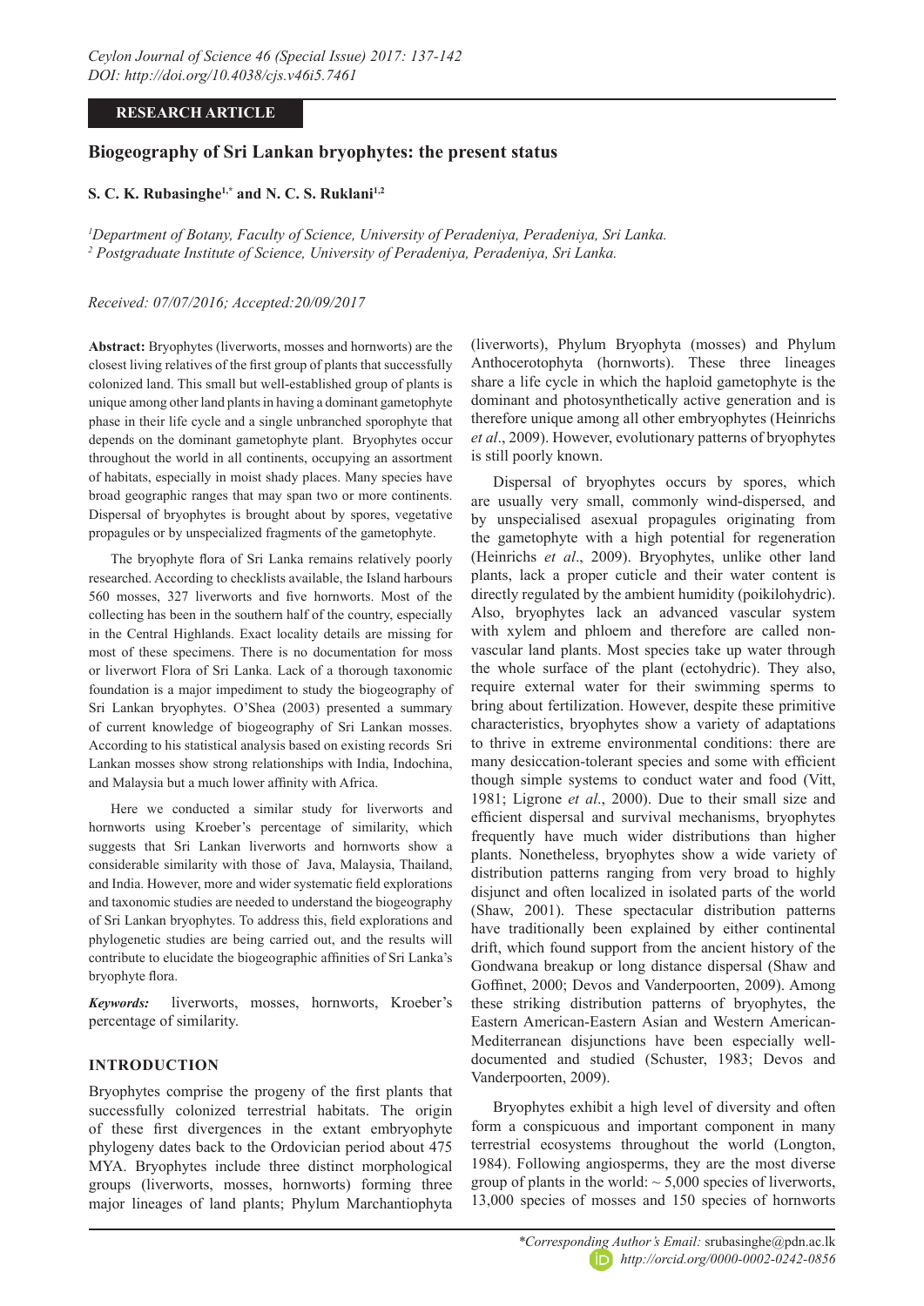RESEARCH ARTICLE

# Biogeography of Sri Lankan bryophytes: the present status

**S. C. K. Rubasinghe[1,*] and N. C. S. Ruklani[1,2]**

*[1]Department of Botany, Faculty of Science, University of Peradeniya, Peradeniya, Sri Lanka.*
*[2] Postgraduate Institute of Science, University of Peradeniya, Peradeniya, Sri Lanka.*

*Received: 07/07/2016; Accepted:20/09/2017*

**Abstract:** Bryophytes (liverworts, mosses and hornworts) are the closest living relatives of the first group of plants that successfully colonized land. This small but well-established group of plants is unique among other land plants in having a dominant gametophyte phase in their life cycle and a single unbranched sporophyte that depends on the dominant gametophyte plant. Bryophytes occur throughout the world in all continents, occupying an assortment of habitats, especially in moist shady places. Many species have broad geographic ranges that may span two or more continents. Dispersal of bryophytes is brought about by spores, vegetative propagules or by unspecialized fragments of the gametophyte.

The bryophyte flora of Sri Lanka remains relatively poorly researched. According to checklists available, the Island harbours 560 mosses, 327 liverworts and five hornworts. Most of the collecting has been in the southern half of the country, especially in the Central Highlands. Exact locality details are missing for most of these specimens. There is no documentation for moss or liverwort Flora of Sri Lanka. Lack of a thorough taxonomic foundation is a major impediment to study the biogeography of Sri Lankan bryophytes. O'Shea (2003) presented a summary of current knowledge of biogeography of Sri Lankan mosses. According to his statistical analysis based on existing records Sri Lankan mosses show strong relationships with India, Indochina, and Malaysia but a much lower affinity with Africa.

Here we conducted a similar study for liverworts and hornworts using Kroeber's percentage of similarity, which suggests that Sri Lankan liverworts and hornworts show a considerable similarity with those of Java, Malaysia, Thailand, and India. However, more and wider systematic field explorations and taxonomic studies are needed to understand the biogeography of Sri Lankan bryophytes. To address this, field explorations and phylogenetic studies are being carried out, and the results will contribute to elucidate the biogeographic affinities of Sri Lanka's bryophyte flora.

***Keywords:*** liverworts, mosses, hornworts, Kroeber's percentage of similarity.

## INTRODUCTION

Bryophytes comprise the progeny of the first plants that successfully colonized terrestrial habitats. The origin of these first divergences in the extant embryophyte phylogeny dates back to the Ordovician period about 475 MYA. Bryophytes include three distinct morphological groups (liverworts, mosses, hornworts) forming three major lineages of land plants; Phylum Marchantiophyta (liverworts), Phylum Bryophyta (mosses) and Phylum Anthocerotophyta (hornworts). These three lineages share a life cycle in which the haploid gametophyte is the dominant and photosynthetically active generation and is therefore unique among all other embryophytes (Heinrichs *et al*., 2009). However, evolutionary patterns of bryophytes is still poorly known.

Dispersal of bryophytes occurs by spores, which are usually very small, commonly wind-dispersed, and by unspecialised asexual propagules originating from the gametophyte with a high potential for regeneration (Heinrichs *et al*., 2009). Bryophytes, unlike other land plants, lack a proper cuticle and their water content is directly regulated by the ambient humidity (poikilohydric). Also, bryophytes lack an advanced vascular system with xylem and phloem and therefore are called non-vascular land plants. Most species take up water through the whole surface of the plant (ectohydric). They also, require external water for their swimming sperms to bring about fertilization. However, despite these primitive characteristics, bryophytes show a variety of adaptations to thrive in extreme environmental conditions: there are many desiccation-tolerant species and some with efficient though simple systems to conduct water and food (Vitt, 1981; Ligrone *et al*., 2000). Due to their small size and efficient dispersal and survival mechanisms, bryophytes frequently have much wider distributions than higher plants. Nonetheless, bryophytes show a wide variety of distribution patterns ranging from very broad to highly disjunct and often localized in isolated parts of the world (Shaw, 2001). These spectacular distribution patterns have traditionally been explained by either continental drift, which found support from the ancient history of the Gondwana breakup or long distance dispersal (Shaw and Goffinet, 2000; Devos and Vanderpoorten, 2009). Among these striking distribution patterns of bryophytes, the Eastern American-Eastern Asian and Western American-Mediterranean disjunctions have been especially well-documented and studied (Schuster, 1983; Devos and Vanderpoorten, 2009).

Bryophytes exhibit a high level of diversity and often form a conspicuous and important component in many terrestrial ecosystems throughout the world (Longton, 1984). Following angiosperms, they are the most diverse group of plants in the world: ~ 5,000 species of liverworts, 13,000 species of mosses and 150 species of hornworts

*\*Corresponding Author's Email:* srubasinghe@pdn.ac.lk
*http://orcid.org/0000-0002-0242-0856*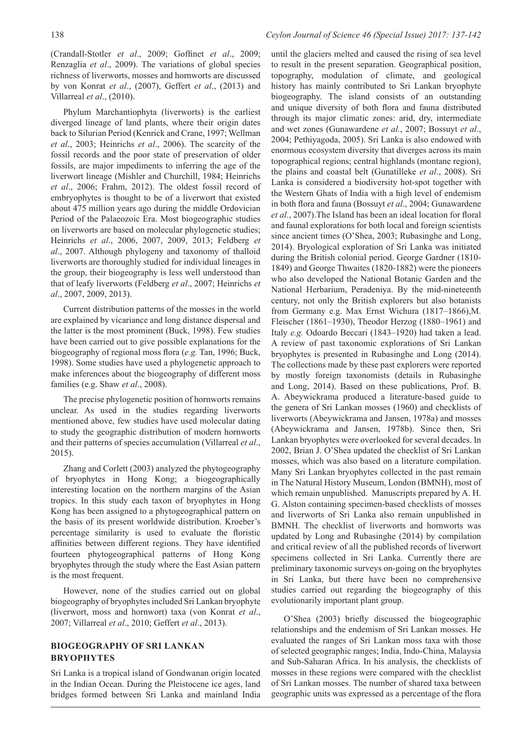(Crandall-Stotler *et al*., 2009; Goffinet *et al*., 2009; Renzaglia *et al*., 2009). The variations of global species richness of liverworts, mosses and hornworts are discussed by von Konrat *et al*., (2007), Geffert *et al*., (2013) and Villarreal *et al*., (2010).

Phylum Marchantiophyta (liverworts) is the earliest diverged lineage of land plants, where their origin dates back to Silurian Period (Kenrick and Crane, 1997; Wellman *et al*., 2003; Heinrichs *et al*., 2006). The scarcity of the fossil records and the poor state of preservation of older fossils, are major impediments to inferring the age of the liverwort lineage (Mishler and Churchill, 1984; Heinrichs *et al*., 2006; Frahm, 2012). The oldest fossil record of embryophytes is thought to be of a liverwort that existed about 475 million years ago during the middle Ordovician Period of the Palaeozoic Era. Most biogeographic studies on liverworts are based on molecular phylogenetic studies; Heinrichs *et al*., 2006, 2007, 2009, 2013; Feldberg *et al*., 2007. Although phylogeny and taxonomy of thalloid liverworts are thoroughly studied for individual lineages in the group, their biogeography is less well understood than that of leafy liverworts (Feldberg *et al*., 2007; Heinrichs *et al*., 2007, 2009, 2013).

Current distribution patterns of the mosses in the world are explained by vicariance and long distance dispersal and the latter is the most prominent (Buck, 1998). Few studies have been carried out to give possible explanations for the biogeography of regional moss flora (*e.g.* Tan, 1996; Buck, 1998). Some studies have used a phylogenetic approach to make inferences about the biogeography of different moss families (e.g. Shaw *et al*., 2008).

The precise phylogenetic position of hornworts remains unclear. As used in the studies regarding liverworts mentioned above, few studies have used molecular dating to study the geographic distribution of modern hornworts and their patterns of species accumulation (Villarreal *et al*., 2015).

Zhang and Corlett (2003) analyzed the phytogeography of bryophytes in Hong Kong; a biogeographically interesting location on the northern margins of the Asian tropics. In this study each taxon of bryophytes in Hong Kong has been assigned to a phytogeographical pattern on the basis of its present worldwide distribution. Kroeber's percentage similarity is used to evaluate the floristic affinities between different regions. They have identified fourteen phytogeographical patterns of Hong Kong bryophytes through the study where the East Asian pattern is the most frequent.

However, none of the studies carried out on global biogeography of bryophytes included Sri Lankan bryophyte (liverwort, moss and hornwort) taxa (von Konrat *et al*., 2007; Villarreal *et al*., 2010; Geffert *et al*., 2013).

## BIOGEOGRAPHY OF SRI LANKAN BRYOPHYTES

Sri Lanka is a tropical island of Gondwanan origin located in the Indian Ocean. During the Pleistocene ice ages, land bridges formed between Sri Lanka and mainland India until the glaciers melted and caused the rising of sea level to result in the present separation. Geographical position, topography, modulation of climate, and geological history has mainly contributed to Sri Lankan bryophyte biogeography. The island consists of an outstanding and unique diversity of both flora and fauna distributed through its major climatic zones: arid, dry, intermediate and wet zones (Gunawardene *et al.*, 2007; Bossuyt *et al*., 2004; Pethiyagoda, 2005). Sri Lanka is also endowed with enormous ecosystem diversity that diverges across its main topographical regions; central highlands (montane region), the plains and coastal belt (Gunatilleke *et al*., 2008). Sri Lanka is considered a biodiversity hot-spot together with the Western Ghats of India with a high level of endemism in both flora and fauna (Bossuyt *et al*., 2004; Gunawardene *et al.*, 2007).The Island has been an ideal location for floral and faunal explorations for both local and foreign scientists since ancient times (O'Shea, 2003; Rubasinghe and Long, 2014). Bryological exploration of Sri Lanka was initiated during the British colonial period. George Gardner (1810-1849) and George Thwaites (1820-1882) were the pioneers who also developed the National Botanic Garden and the National Herbarium, Peradeniya. By the mid-nineteenth century, not only the British explorers but also botanists from Germany e.g. Max Ernst Wichura (1817–1866),M. Fleischer (1861–1930), Theodor Herzog (1880–1961) and Italy *e.g.* Odoardo Beccari (1843–1920) had taken a lead. A review of past taxonomic explorations of Sri Lankan bryophytes is presented in Rubasinghe and Long (2014). The collections made by these past explorers were reported by mostly foreign taxonomists (details in Rubasinghe and Long, 2014). Based on these publications, Prof. B. A. Abeywickrama produced a literature-based guide to the genera of Sri Lankan mosses (1960) and checklists of liverworts (Abeywickrama and Jansen, 1978a) and mosses (Abeywickrama and Jansen, 1978b). Since then, Sri Lankan bryophytes were overlooked for several decades. In 2002, Brian J. O'Shea updated the checklist of Sri Lankan mosses, which was also based on a literature compilation. Many Sri Lankan bryophytes collected in the past remain in The Natural History Museum, London (BMNH), most of which remain unpublished. Manuscripts prepared by A. H. G. Alston containing specimen-based checklists of mosses and liverworts of Sri Lanka also remain unpublished in BMNH. The checklist of liverworts and hornworts was updated by Long and Rubasinghe (2014) by compilation and critical review of all the published records of liverwort specimens collected in Sri Lanka. Currently there are preliminary taxonomic surveys on-going on the bryophytes in Sri Lanka, but there have been no comprehensive studies carried out regarding the biogeography of this evolutionarily important plant group.

O'Shea (2003) briefly discussed the biogeographic relationships and the endemism of Sri Lankan mosses. He evaluated the ranges of Sri Lankan moss taxa with those of selected geographic ranges; India, Indo-China, Malaysia and Sub-Saharan Africa. In his analysis, the checklists of mosses in these regions were compared with the checklist of Sri Lankan mosses. The number of shared taxa between geographic units was expressed as a percentage of the flora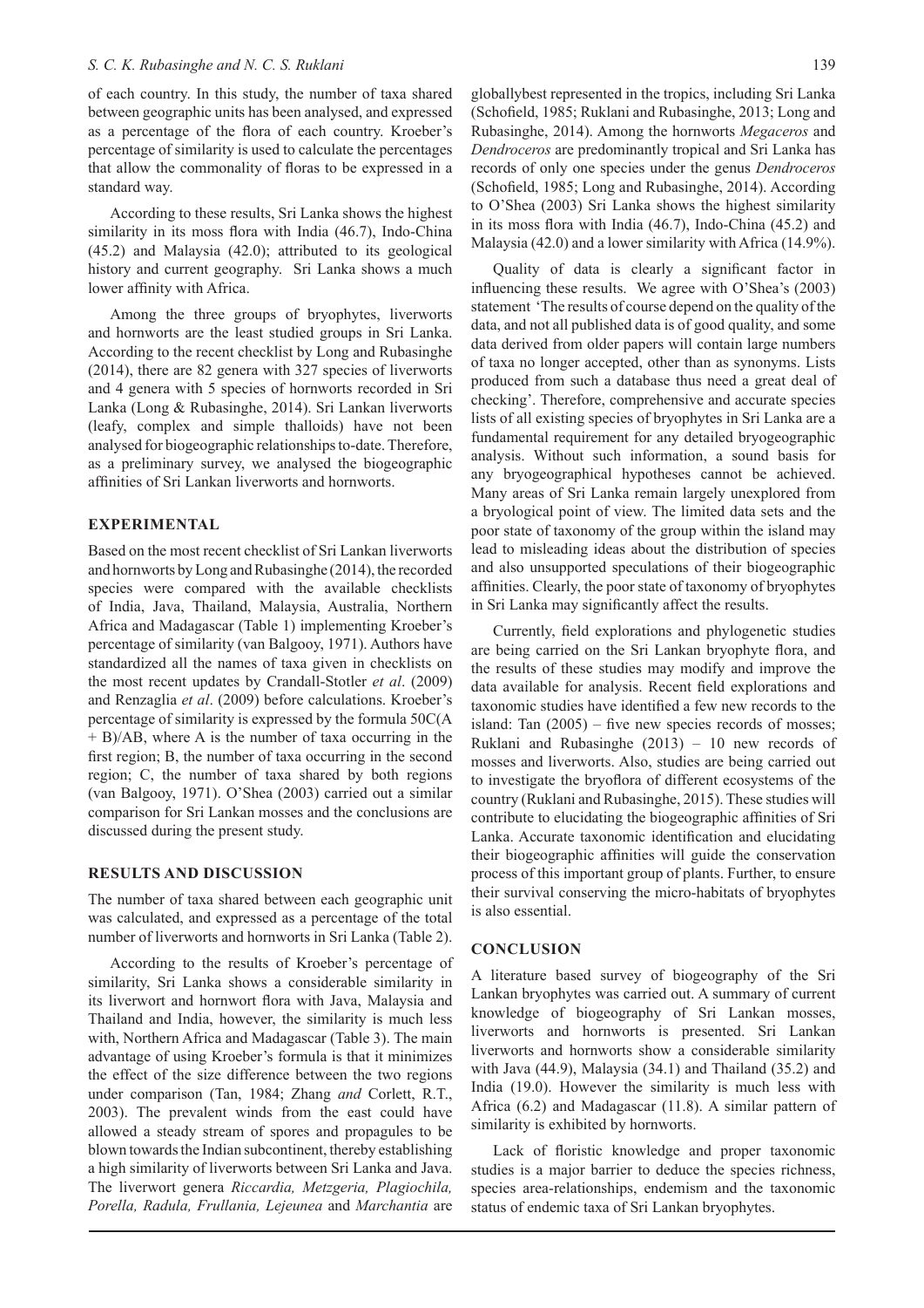of each country. In this study, the number of taxa shared between geographic units has been analysed, and expressed as a percentage of the flora of each country. Kroeber's percentage of similarity is used to calculate the percentages that allow the commonality of floras to be expressed in a standard way.

According to these results, Sri Lanka shows the highest similarity in its moss flora with India (46.7), Indo-China (45.2) and Malaysia (42.0); attributed to its geological history and current geography. Sri Lanka shows a much lower affinity with Africa.

Among the three groups of bryophytes, liverworts and hornworts are the least studied groups in Sri Lanka. According to the recent checklist by Long and Rubasinghe (2014), there are 82 genera with 327 species of liverworts and 4 genera with 5 species of hornworts recorded in Sri Lanka (Long & Rubasinghe, 2014). Sri Lankan liverworts (leafy, complex and simple thalloids) have not been analysed for biogeographic relationships to-date. Therefore, as a preliminary survey, we analysed the biogeographic affinities of Sri Lankan liverworts and hornworts.

## EXPERIMENTAL

Based on the most recent checklist of Sri Lankan liverworts and hornworts by Long and Rubasinghe (2014), the recorded species were compared with the available checklists of India, Java, Thailand, Malaysia, Australia, Northern Africa and Madagascar (Table 1) implementing Kroeber's percentage of similarity (van Balgooy, 1971). Authors have standardized all the names of taxa given in checklists on the most recent updates by Crandall-Stotler *et al*. (2009) and Renzaglia *et al*. (2009) before calculations. Kroeber's percentage of similarity is expressed by the formula $50C(A + B)/AB$, where A is the number of taxa occurring in the first region; B, the number of taxa occurring in the second region; C, the number of taxa shared by both regions (van Balgooy, 1971). O'Shea (2003) carried out a similar comparison for Sri Lankan mosses and the conclusions are discussed during the present study.

## RESULTS AND DISCUSSION

The number of taxa shared between each geographic unit was calculated, and expressed as a percentage of the total number of liverworts and hornworts in Sri Lanka (Table 2).

According to the results of Kroeber's percentage of similarity, Sri Lanka shows a considerable similarity in its liverwort and hornwort flora with Java, Malaysia and Thailand and India, however, the similarity is much less with, Northern Africa and Madagascar (Table 3). The main advantage of using Kroeber's formula is that it minimizes the effect of the size difference between the two regions under comparison (Tan, 1984; Zhang *and* Corlett, R.T., 2003). The prevalent winds from the east could have allowed a steady stream of spores and propagules to be blown towards the Indian subcontinent, thereby establishing a high similarity of liverworts between Sri Lanka and Java. The liverwort genera *Riccardia, Metzgeria, Plagiochila, Porella, Radula, Frullania, Lejeunea* and *Marchantia* are globallybest represented in the tropics, including Sri Lanka (Schofield, 1985; Ruklani and Rubasinghe, 2013; Long and Rubasinghe, 2014). Among the hornworts *Megaceros* and *Dendroceros* are predominantly tropical and Sri Lanka has records of only one species under the genus *Dendroceros* (Schofield, 1985; Long and Rubasinghe, 2014). According to O'Shea (2003) Sri Lanka shows the highest similarity in its moss flora with India (46.7), Indo-China (45.2) and Malaysia (42.0) and a lower similarity with Africa (14.9%).

Quality of data is clearly a significant factor in influencing these results. We agree with O'Shea's (2003) statement 'The results of course depend on the quality of the data, and not all published data is of good quality, and some data derived from older papers will contain large numbers of taxa no longer accepted, other than as synonyms. Lists produced from such a database thus need a great deal of checking'. Therefore, comprehensive and accurate species lists of all existing species of bryophytes in Sri Lanka are a fundamental requirement for any detailed bryogeographic analysis. Without such information, a sound basis for any bryogeographical hypotheses cannot be achieved. Many areas of Sri Lanka remain largely unexplored from a bryological point of view. The limited data sets and the poor state of taxonomy of the group within the island may lead to misleading ideas about the distribution of species and also unsupported speculations of their biogeographic affinities. Clearly, the poor state of taxonomy of bryophytes in Sri Lanka may significantly affect the results.

Currently, field explorations and phylogenetic studies are being carried on the Sri Lankan bryophyte flora, and the results of these studies may modify and improve the data available for analysis. Recent field explorations and taxonomic studies have identified a few new records to the island: Tan (2005) – five new species records of mosses; Ruklani and Rubasinghe (2013) – 10 new records of mosses and liverworts. Also, studies are being carried out to investigate the bryoflora of different ecosystems of the country (Ruklani and Rubasinghe, 2015). These studies will contribute to elucidating the biogeographic affinities of Sri Lanka. Accurate taxonomic identification and elucidating their biogeographic affinities will guide the conservation process of this important group of plants. Further, to ensure their survival conserving the micro-habitats of bryophytes is also essential.

## CONCLUSION

A literature based survey of biogeography of the Sri Lankan bryophytes was carried out. A summary of current knowledge of biogeography of Sri Lankan mosses, liverworts and hornworts is presented. Sri Lankan liverworts and hornworts show a considerable similarity with Java (44.9), Malaysia (34.1) and Thailand (35.2) and India (19.0). However the similarity is much less with Africa (6.2) and Madagascar (11.8). A similar pattern of similarity is exhibited by hornworts.

Lack of floristic knowledge and proper taxonomic studies is a major barrier to deduce the species richness, species area-relationships, endemism and the taxonomic status of endemic taxa of Sri Lankan bryophytes.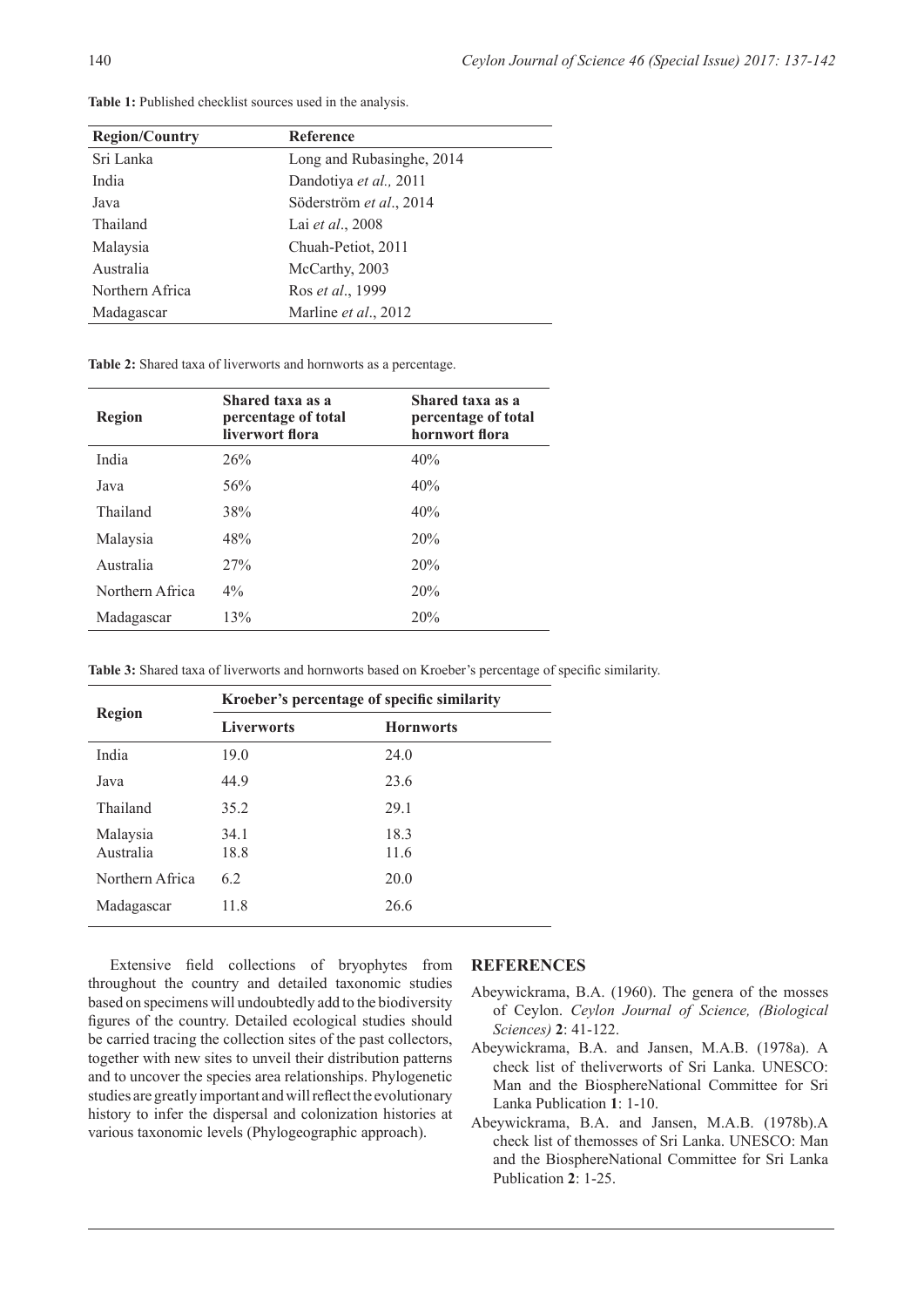**Table 1:** Published checklist sources used in the analysis.

| Region/Country | Reference |
|---|---|
| Sri Lanka | Long and Rubasinghe, 2014 |
| India | Dandotiya *et al.,* 2011 |
| Java | Söderström *et al*., 2014 |
| Thailand | Lai *et al*., 2008 |
| Malaysia | Chuah-Petiot, 2011 |
| Australia | McCarthy, 2003 |
| Northern Africa | Ros *et al*., 1999 |
| Madagascar | Marline *et al*., 2012 |

**Table 2:** Shared taxa of liverworts and hornworts as a percentage.

| Region | Shared taxa as a percentage of total liverwort flora | Shared taxa as a percentage of total hornwort flora |
|---|---|---|
| India | 26% | 40% |
| Java | 56% | 40% |
| Thailand | 38% | 40% |
| Malaysia | 48% | 20% |
| Australia | 27% | 20% |
| Northern Africa | 4% | 20% |
| Madagascar | 13% | 20% |

**Table 3:** Shared taxa of liverworts and hornworts based on Kroeber's percentage of specific similarity.

| Region | Kroeber's percentage of specific similarity | |
|---|---|---|
| | **Liverworts** | **Hornworts** |
| India | 19.0 | 24.0 |
| Java | 44.9 | 23.6 |
| Thailand | 35.2 | 29.1 |
| Malaysia | 34.1 | 18.3 |
| Australia | 18.8 | 11.6 |
| Northern Africa | 6.2 | 20.0 |
| Madagascar | 11.8 | 26.6 |

Extensive field collections of bryophytes from throughout the country and detailed taxonomic studies based on specimens will undoubtedly add to the biodiversity figures of the country. Detailed ecological studies should be carried tracing the collection sites of the past collectors, together with new sites to unveil their distribution patterns and to uncover the species area relationships. Phylogenetic studies are greatly important and will reflect the evolutionary history to infer the dispersal and colonization histories at various taxonomic levels (Phylogeographic approach).

## REFERENCES

Abeywickrama, B.A. (1960). The genera of the mosses of Ceylon. *Ceylon Journal of Science, (Biological Sciences)* **2**: 41-122.

Abeywickrama, B.A. and Jansen, M.A.B. (1978a). A check list of theliverworts of Sri Lanka. UNESCO: Man and the BiosphereNational Committee for Sri Lanka Publication **1**: 1-10.

Abeywickrama, B.A. and Jansen, M.A.B. (1978b).A check list of themosses of Sri Lanka. UNESCO: Man and the BiosphereNational Committee for Sri Lanka Publication **2**: 1-25.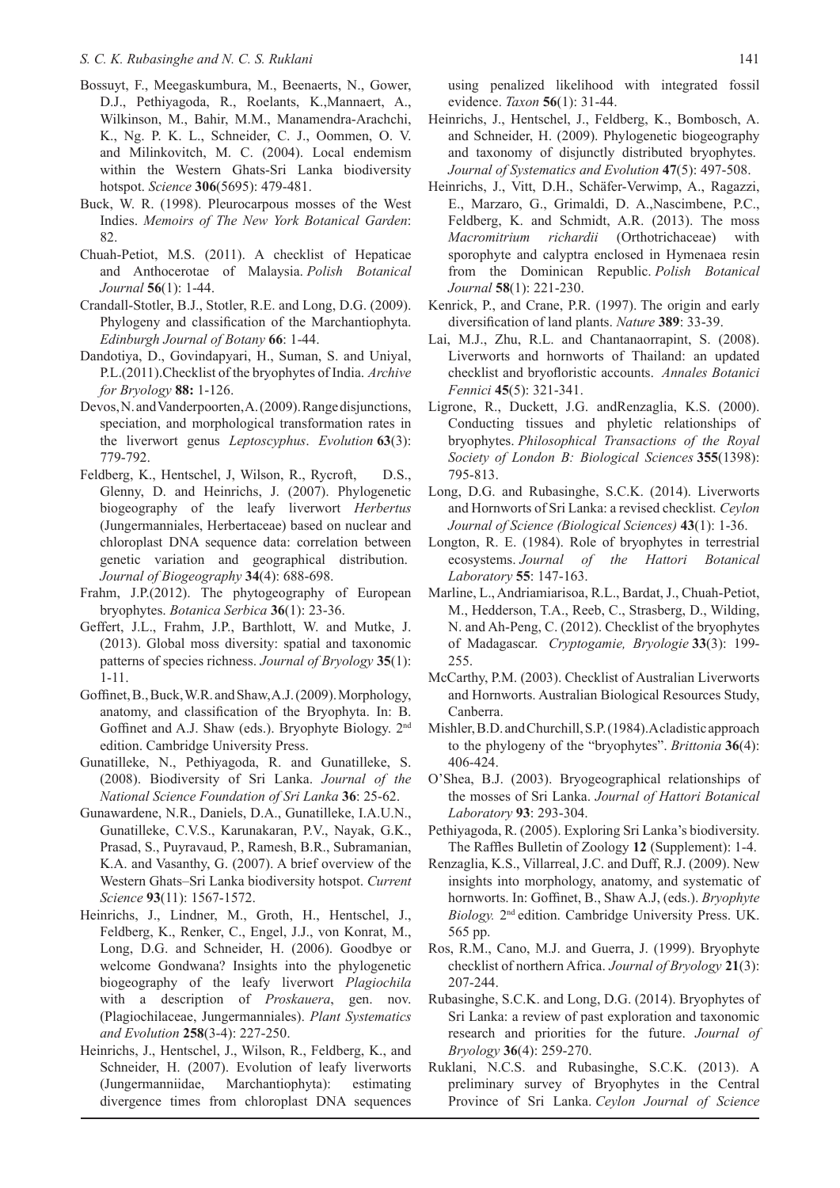Bossuyt, F., Meegaskumbura, M., Beenaerts, N., Gower, D.J., Pethiyagoda, R., Roelants, K.,Mannaert, A., Wilkinson, M., Bahir, M.M., Manamendra-Arachchi, K., Ng. P. K. L., Schneider, C. J., Oommen, O. V. and Milinkovitch, M. C. (2004). Local endemism within the Western Ghats-Sri Lanka biodiversity hotspot. *Science* **306**(5695): 479-481.

Buck, W. R. (1998). Pleurocarpous mosses of the West Indies. *Memoirs of The New York Botanical Garden*: 82.

Chuah-Petiot, M.S. (2011). A checklist of Hepaticae and Anthocerotae of Malaysia. *Polish Botanical Journal* **56**(1): 1-44.

Crandall-Stotler, B.J., Stotler, R.E. and Long, D.G. (2009). Phylogeny and classification of the Marchantiophyta. *Edinburgh Journal of Botany* **66**: 1-44.

Dandotiya, D., Govindapyari, H., Suman, S. and Uniyal, P.L.(2011).Checklist of the bryophytes of India. *Archive for Bryology* **88:** 1-126.

Devos, N. and Vanderpoorten, A. (2009). Range disjunctions, speciation, and morphological transformation rates in the liverwort genus *Leptoscyphus*. *Evolution* **63**(3): 779-792.

Feldberg, K., Hentschel, J, Wilson, R., Rycroft, D.S., Glenny, D. and Heinrichs, J. (2007). Phylogenetic biogeography of the leafy liverwort *Herbertus* (Jungermanniales, Herbertaceae) based on nuclear and chloroplast DNA sequence data: correlation between genetic variation and geographical distribution. *Journal of Biogeography* **34**(4): 688-698.

Frahm, J.P.(2012). The phytogeography of European bryophytes. *Botanica Serbica* **36**(1): 23-36.

Geffert, J.L., Frahm, J.P., Barthlott, W. and Mutke, J. (2013). Global moss diversity: spatial and taxonomic patterns of species richness. *Journal of Bryology* **35**(1): 1-11.

Goffinet, B., Buck, W.R. and Shaw, A.J. (2009). Morphology, anatomy, and classification of the Bryophyta. In: B. Goffinet and A.J. Shaw (eds.). Bryophyte Biology. 2nd edition. Cambridge University Press.

Gunatilleke, N., Pethiyagoda, R. and Gunatilleke, S. (2008). Biodiversity of Sri Lanka. *Journal of the National Science Foundation of Sri Lanka* **36**: 25-62.

Gunawardene, N.R., Daniels, D.A., Gunatilleke, I.A.U.N., Gunatilleke, C.V.S., Karunakaran, P.V., Nayak, G.K., Prasad, S., Puyravaud, P., Ramesh, B.R., Subramanian, K.A. and Vasanthy, G. (2007). A brief overview of the Western Ghats–Sri Lanka biodiversity hotspot. *Current Science* **93**(11): 1567-1572.

Heinrichs, J., Lindner, M., Groth, H., Hentschel, J., Feldberg, K., Renker, C., Engel, J.J., von Konrat, M., Long, D.G. and Schneider, H. (2006). Goodbye or welcome Gondwana? Insights into the phylogenetic biogeography of the leafy liverwort *Plagiochila* with a description of *Proskauera*, gen. nov. (Plagiochilaceae, Jungermanniales). *Plant Systematics and Evolution* **258**(3-4): 227-250.

Heinrichs, J., Hentschel, J., Wilson, R., Feldberg, K., and Schneider, H. (2007). Evolution of leafy liverworts (Jungermanniidae, Marchantiophyta): estimating divergence times from chloroplast DNA sequences using penalized likelihood with integrated fossil evidence. *Taxon* **56**(1): 31-44.

Heinrichs, J., Hentschel, J., Feldberg, K., Bombosch, A. and Schneider, H. (2009). Phylogenetic biogeography and taxonomy of disjunctly distributed bryophytes. *Journal of Systematics and Evolution* **47**(5): 497-508.

Heinrichs, J., Vitt, D.H., Schäfer-Verwimp, A., Ragazzi, E., Marzaro, G., Grimaldi, D. A.,Nascimbene, P.C., Feldberg, K. and Schmidt, A.R. (2013). The moss *Macromitrium richardii* (Orthotrichaceae) with sporophyte and calyptra enclosed in Hymenaea resin from the Dominican Republic. *Polish Botanical Journal* **58**(1): 221-230.

Kenrick, P., and Crane, P.R. (1997). The origin and early diversification of land plants. *Nature* **389**: 33-39.

Lai, M.J., Zhu, R.L. and Chantanaorrapint, S. (2008). Liverworts and hornworts of Thailand: an updated checklist and bryofloristic accounts. *Annales Botanici Fennici* **45**(5): 321-341.

Ligrone, R., Duckett, J.G. andRenzaglia, K.S. (2000). Conducting tissues and phyletic relationships of bryophytes. *Philosophical Transactions of the Royal Society of London B: Biological Sciences* **355**(1398): 795-813.

Long, D.G. and Rubasinghe, S.C.K. (2014). Liverworts and Hornworts of Sri Lanka: a revised checklist. *Ceylon Journal of Science (Biological Sciences)* **43**(1): 1-36.

Longton, R. E. (1984). Role of bryophytes in terrestrial ecosystems. *Journal of the Hattori Botanical Laboratory* **55**: 147-163.

Marline, L., Andriamiarisoa, R.L., Bardat, J., Chuah-Petiot, M., Hedderson, T.A., Reeb, C., Strasberg, D., Wilding, N. and Ah-Peng, C. (2012). Checklist of the bryophytes of Madagascar. *Cryptogamie, Bryologie* **33**(3): 199-255.

McCarthy, P.M. (2003). Checklist of Australian Liverworts and Hornworts. Australian Biological Resources Study, Canberra.

Mishler, B.D. and Churchill, S.P. (1984). A cladistic approach to the phylogeny of the "bryophytes". *Brittonia* **36**(4): 406-424.

O'Shea, B.J. (2003). Bryogeographical relationships of the mosses of Sri Lanka. *Journal of Hattori Botanical Laboratory* **93**: 293-304.

Pethiyagoda, R. (2005). Exploring Sri Lanka's biodiversity. The Raffles Bulletin of Zoology **12** (Supplement): 1-4.

Renzaglia, K.S., Villarreal, J.C. and Duff, R.J. (2009). New insights into morphology, anatomy, and systematic of hornworts. In: Goffinet, B., Shaw A.J, (eds.). *Bryophyte Biology.* 2nd edition. Cambridge University Press. UK. 565 pp.

Ros, R.M., Cano, M.J. and Guerra, J. (1999). Bryophyte checklist of northern Africa. *Journal of Bryology* **21**(3): 207-244.

Rubasinghe, S.C.K. and Long, D.G. (2014). Bryophytes of Sri Lanka: a review of past exploration and taxonomic research and priorities for the future. *Journal of Bryology* **36**(4): 259-270.

Ruklani, N.C.S. and Rubasinghe, S.C.K. (2013). A preliminary survey of Bryophytes in the Central Province of Sri Lanka. *Ceylon Journal of Science*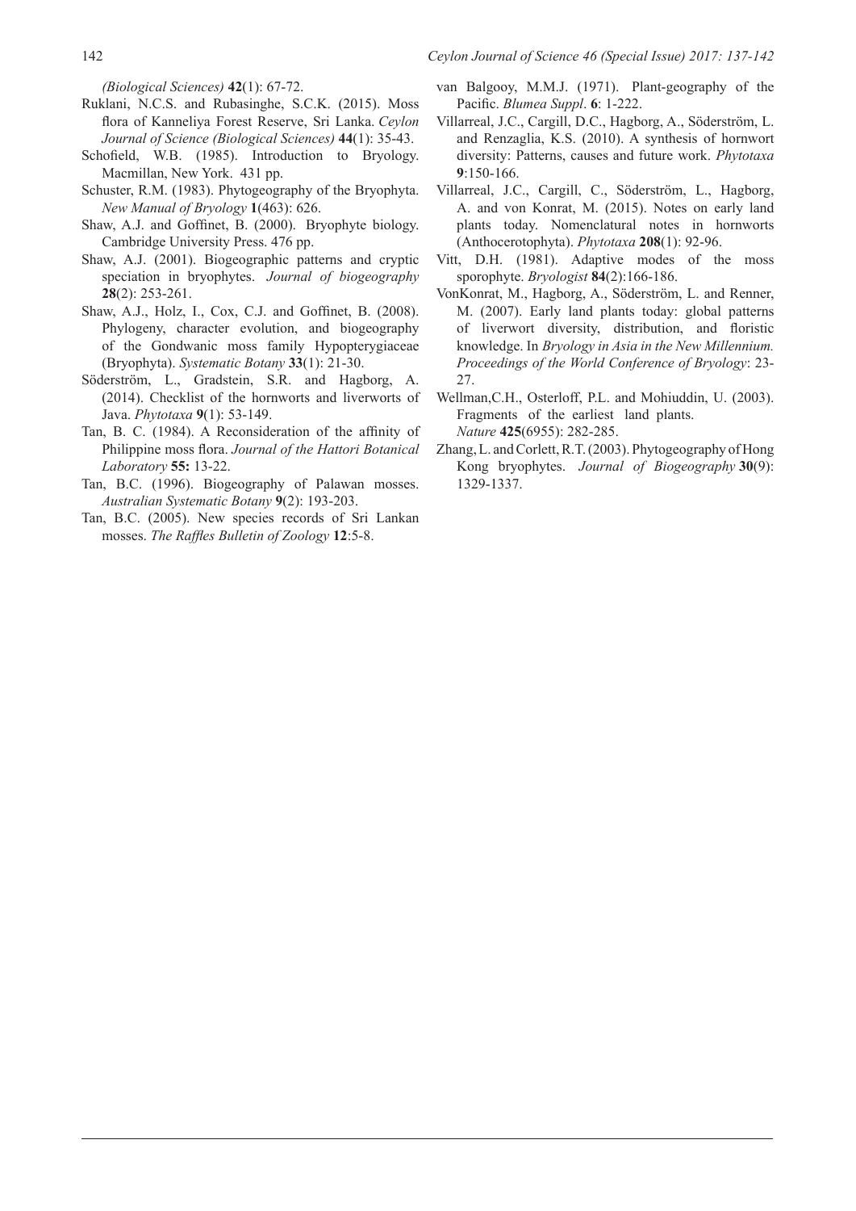*(Biological Sciences)* **42**(1): 67-72.

Ruklani, N.C.S. and Rubasinghe, S.C.K. (2015). Moss flora of Kanneliya Forest Reserve, Sri Lanka. *Ceylon Journal of Science (Biological Sciences)* **44**(1): 35-43.

Schofield, W.B. (1985). Introduction to Bryology. Macmillan, New York. 431 pp.

Schuster, R.M. (1983). Phytogeography of the Bryophyta. *New Manual of Bryology* **1**(463): 626.

Shaw, A.J. and Goffinet, B. (2000). Bryophyte biology. Cambridge University Press. 476 pp.

Shaw, A.J. (2001). Biogeographic patterns and cryptic speciation in bryophytes. *Journal of biogeography* **28**(2): 253-261.

Shaw, A.J., Holz, I., Cox, C.J. and Goffinet, B. (2008). Phylogeny, character evolution, and biogeography of the Gondwanic moss family Hypopterygiaceae (Bryophyta). *Systematic Botany* **33**(1): 21-30.

Söderström, L., Gradstein, S.R. and Hagborg, A. (2014). Checklist of the hornworts and liverworts of Java. *Phytotaxa* **9**(1): 53-149.

Tan, B. C. (1984). A Reconsideration of the affinity of Philippine moss flora. *Journal of the Hattori Botanical Laboratory* **55:** 13-22.

Tan, B.C. (1996). Biogeography of Palawan mosses. *Australian Systematic Botany* **9**(2): 193-203.

Tan, B.C. (2005). New species records of Sri Lankan mosses. *The Raffles Bulletin of Zoology* **12**:5-8.

van Balgooy, M.M.J. (1971). Plant-geography of the Pacific. *Blumea Suppl*. **6**: 1-222.

Villarreal, J.C., Cargill, D.C., Hagborg, A., Söderström, L. and Renzaglia, K.S. (2010). A synthesis of hornwort diversity: Patterns, causes and future work. *Phytotaxa* **9**:150-166.

Villarreal, J.C., Cargill, C., Söderström, L., Hagborg, A. and von Konrat, M. (2015). Notes on early land plants today. Nomenclatural notes in hornworts (Anthocerotophyta). *Phytotaxa* **208**(1): 92-96.

Vitt, D.H. (1981). Adaptive modes of the moss sporophyte. *Bryologist* **84**(2):166-186.

VonKonrat, M., Hagborg, A., Söderström, L. and Renner, M. (2007). Early land plants today: global patterns of liverwort diversity, distribution, and floristic knowledge. In *Bryology in Asia in the New Millennium. Proceedings of the World Conference of Bryology*: 23-27.

Wellman,C.H., Osterloff, P.L. and Mohiuddin, U. (2003). Fragments of the earliest land plants. *Nature* **425**(6955): 282-285.

Zhang, L. and Corlett, R.T. (2003). Phytogeography of Hong Kong bryophytes. *Journal of Biogeography* **30**(9): 1329-1337.